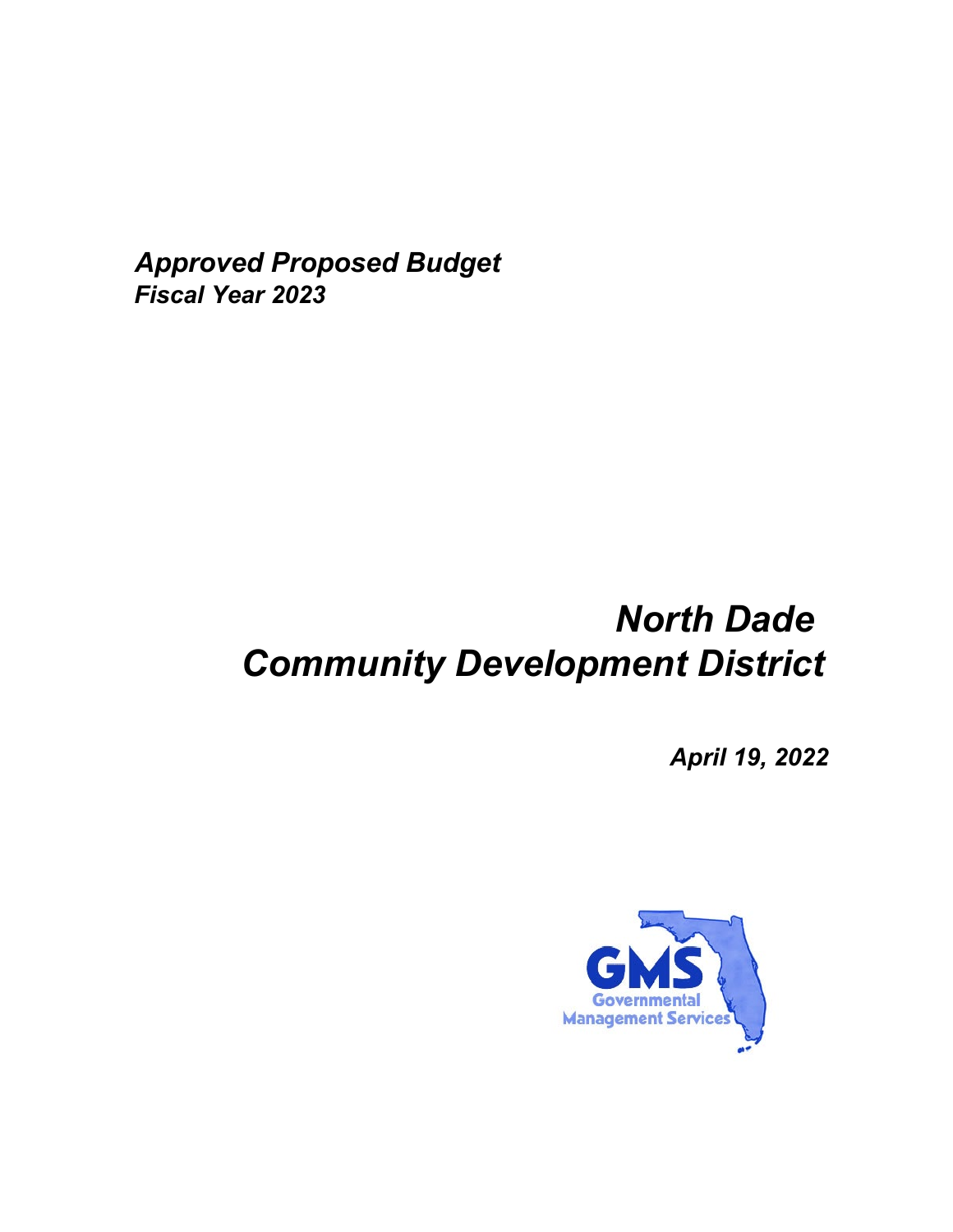*Approved Proposed Budget*
***Fiscal Year 2023***

# *North Dade Community Development District*

***April 19, 2022***

GMS
Governmental
Management Services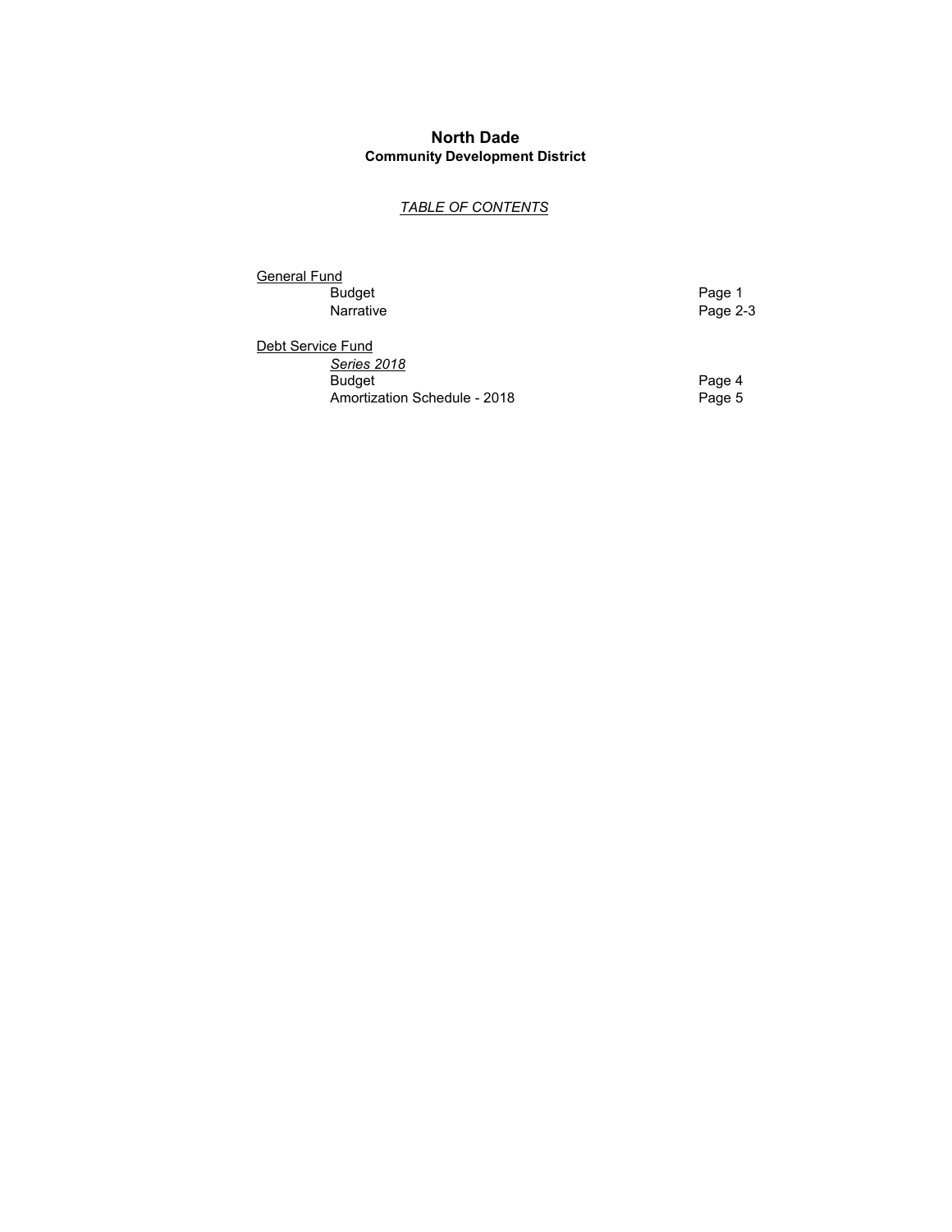# North Dade
## Community Development District

*TABLE OF CONTENTS*

| | |
|---|---|
| General Fund | |
| Budget | Page 1 |
| Narrative | Page 2-3 |
| | |
| Debt Service Fund | |
| *Series 2018* | |
| Budget | Page 4 |
| Amortization Schedule - 2018 | Page 5 |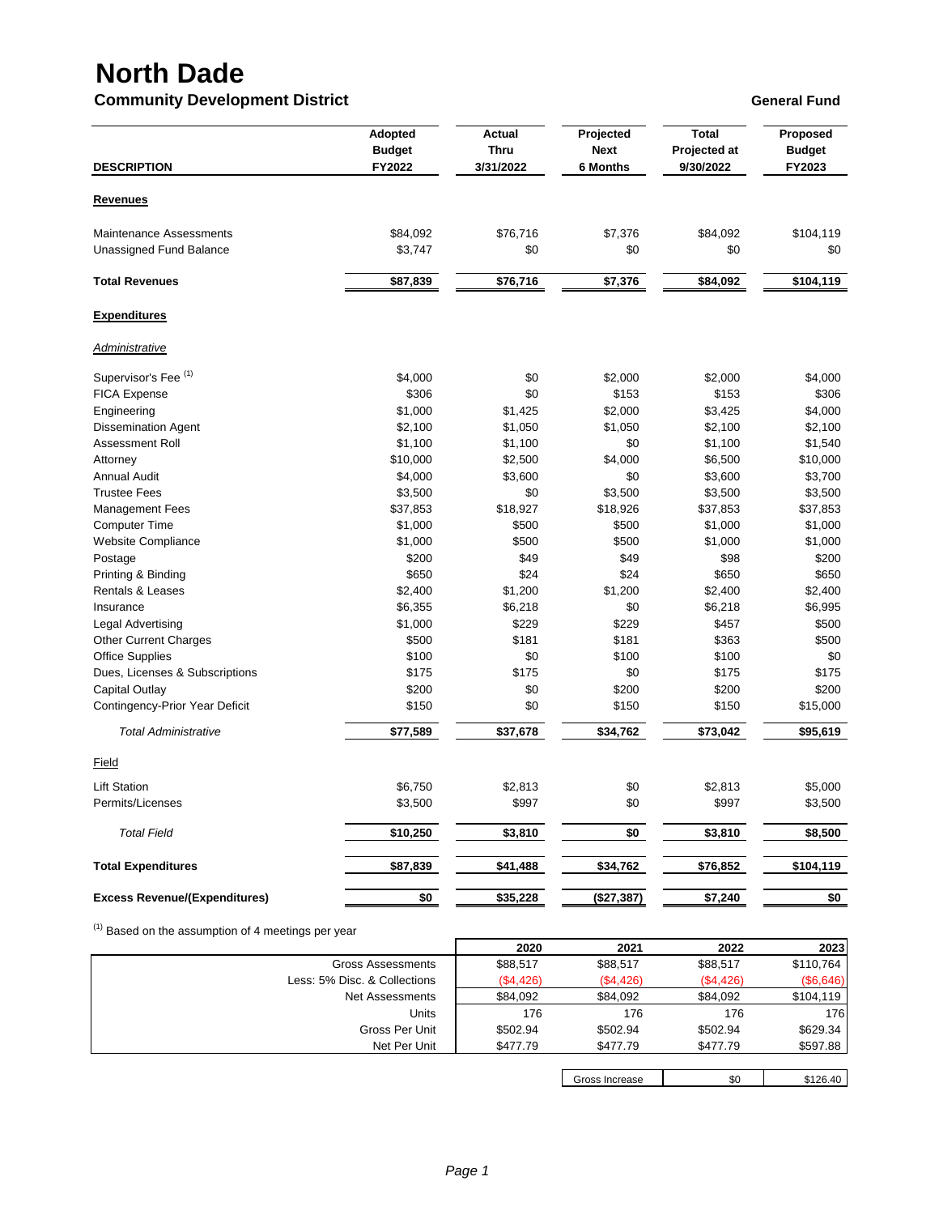# North Dade

## Community Development District

**General Fund**

| DESCRIPTION | Adopted Budget FY2022 | Actual Thru 3/31/2022 | Projected Next 6 Months | Total Projected at 9/30/2022 | Proposed Budget FY2023 |
|---|---|---|---|---|---|
| **Revenues** | | | | | |
| Maintenance Assessments | $84,092 | $76,716 | $7,376 | $84,092 | $104,119 |
| Unassigned Fund Balance | $3,747 | $0 | $0 | $0 | $0 |
| **Total Revenues** | **$87,839** | **$76,716** | **$7,376** | **$84,092** | **$104,119** |
| **Expenditures** | | | | | |
| *Administrative* | | | | | |
| Supervisor's Fee [1] | $4,000 | $0 | $2,000 | $2,000 | $4,000 |
| FICA Expense | $306 | $0 | $153 | $153 | $306 |
| Engineering | $1,000 | $1,425 | $2,000 | $3,425 | $4,000 |
| Dissemination Agent | $2,100 | $1,050 | $1,050 | $2,100 | $2,100 |
| Assessment Roll | $1,100 | $1,100 | $0 | $1,100 | $1,540 |
| Attorney | $10,000 | $2,500 | $4,000 | $6,500 | $10,000 |
| Annual Audit | $4,000 | $3,600 | $0 | $3,600 | $3,700 |
| Trustee Fees | $3,500 | $0 | $3,500 | $3,500 | $3,500 |
| Management Fees | $37,853 | $18,927 | $18,926 | $37,853 | $37,853 |
| Computer Time | $1,000 | $500 | $500 | $1,000 | $1,000 |
| Website Compliance | $1,000 | $500 | $500 | $1,000 | $1,000 |
| Postage | $200 | $49 | $49 | $98 | $200 |
| Printing & Binding | $650 | $24 | $24 | $650 | $650 |
| Rentals & Leases | $2,400 | $1,200 | $1,200 | $2,400 | $2,400 |
| Insurance | $6,355 | $6,218 | $0 | $6,218 | $6,995 |
| Legal Advertising | $1,000 | $229 | $229 | $457 | $500 |
| Other Current Charges | $500 | $181 | $181 | $363 | $500 |
| Office Supplies | $100 | $0 | $100 | $100 | $0 |
| Dues, Licenses & Subscriptions | $175 | $175 | $0 | $175 | $175 |
| Capital Outlay | $200 | $0 | $200 | $200 | $200 |
| Contingency-Prior Year Deficit | $150 | $0 | $150 | $150 | $15,000 |
| *Total Administrative* | **$77,589** | **$37,678** | **$34,762** | **$73,042** | **$95,619** |
| Field | | | | | |
| Lift Station | $6,750 | $2,813 | $0 | $2,813 | $5,000 |
| Permits/Licenses | $3,500 | $997 | $0 | $997 | $3,500 |
| *Total Field* | **$10,250** | **$3,810** | **$0** | **$3,810** | **$8,500** |
| **Total Expenditures** | **$87,839** | **$41,488** | **$34,762** | **$76,852** | **$104,119** |
| **Excess Revenue/(Expenditures)** | **$0** | **$35,228** | **($27,387)** | **$7,240** | **$0** |

[1] Based on the assumption of 4 meetings per year

| | 2020 | 2021 | 2022 | 2023 |
|---|---|---|---|---|
| Gross Assessments | $88,517 | $88,517 | $88,517 | $110,764 |
| Less: 5% Disc. & Collections | ($4,426) | ($4,426) | ($4,426) | ($6,646) |
| Net Assessments | $84,092 | $84,092 | $84,092 | $104,119 |
| Units | 176 | 176 | 176 | 176 |
| Gross Per Unit | $502.94 | $502.94 | $502.94 | $629.34 |
| Net Per Unit | $477.79 | $477.79 | $477.79 | $597.88 |

| Gross Increase | $0 | $126.40 |
|---|---|---|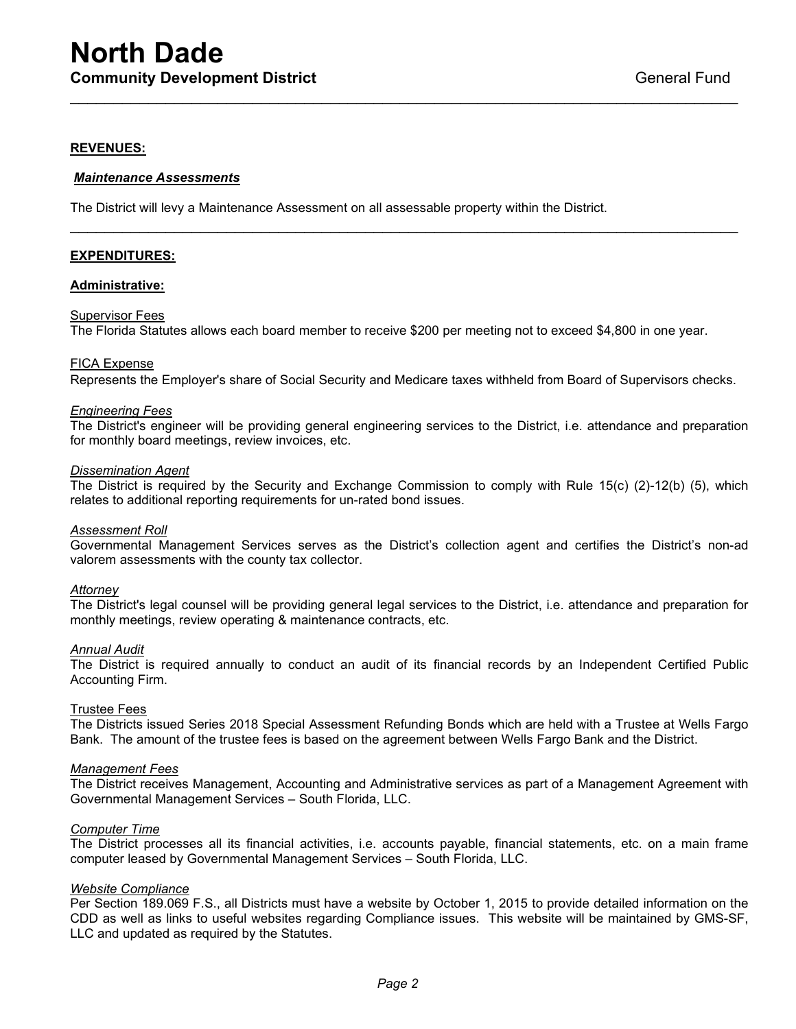# North Dade

**Community Development District** General Fund

---

**REVENUES:**

***Maintenance Assessments***

The District will levy a Maintenance Assessment on all assessable property within the District.

---

**EXPENDITURES:**

**Administrative:**

Supervisor Fees

The Florida Statutes allows each board member to receive $200 per meeting not to exceed $4,800 in one year.

FICA Expense

Represents the Employer's share of Social Security and Medicare taxes withheld from Board of Supervisors checks.

*Engineering Fees*

The District's engineer will be providing general engineering services to the District, i.e. attendance and preparation for monthly board meetings, review invoices, etc.

*Dissemination Agent*

The District is required by the Security and Exchange Commission to comply with Rule 15(c) (2)-12(b) (5), which relates to additional reporting requirements for un-rated bond issues.

*Assessment Roll*

Governmental Management Services serves as the District's collection agent and certifies the District's non-ad valorem assessments with the county tax collector.

*Attorney*

The District's legal counsel will be providing general legal services to the District, i.e. attendance and preparation for monthly meetings, review operating & maintenance contracts, etc.

*Annual Audit*

The District is required annually to conduct an audit of its financial records by an Independent Certified Public Accounting Firm.

Trustee Fees

The Districts issued Series 2018 Special Assessment Refunding Bonds which are held with a Trustee at Wells Fargo Bank. The amount of the trustee fees is based on the agreement between Wells Fargo Bank and the District.

*Management Fees*

The District receives Management, Accounting and Administrative services as part of a Management Agreement with Governmental Management Services – South Florida, LLC.

*Computer Time*

The District processes all its financial activities, i.e. accounts payable, financial statements, etc. on a main frame computer leased by Governmental Management Services – South Florida, LLC.

*Website Compliance*

Per Section 189.069 F.S., all Districts must have a website by October 1, 2015 to provide detailed information on the CDD as well as links to useful websites regarding Compliance issues. This website will be maintained by GMS-SF, LLC and updated as required by the Statutes.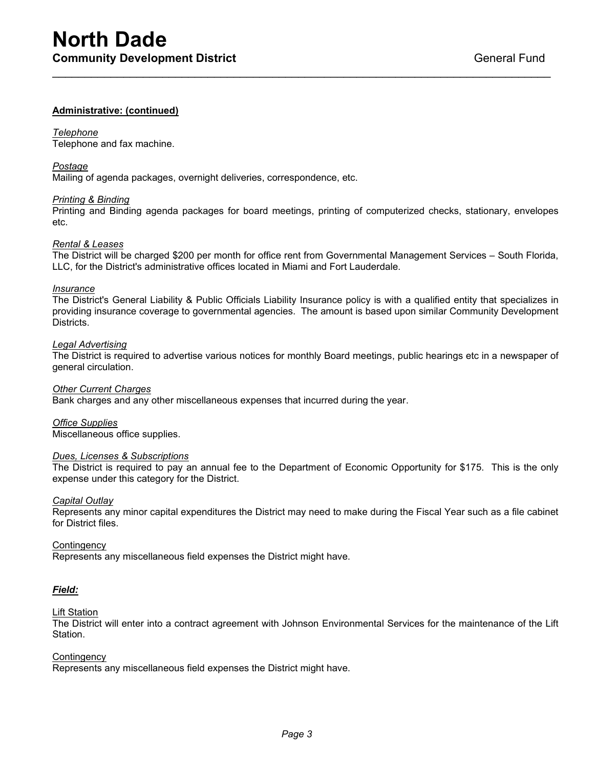**Administrative: (continued)**

*Telephone*
Telephone and fax machine.

*Postage*
Mailing of agenda packages, overnight deliveries, correspondence, etc.

*Printing & Binding*
Printing and Binding agenda packages for board meetings, printing of computerized checks, stationary, envelopes etc.

*Rental & Leases*
The District will be charged $200 per month for office rent from Governmental Management Services – South Florida, LLC, for the District's administrative offices located in Miami and Fort Lauderdale.

*Insurance*
The District's General Liability & Public Officials Liability Insurance policy is with a qualified entity that specializes in providing insurance coverage to governmental agencies. The amount is based upon similar Community Development Districts.

*Legal Advertising*
The District is required to advertise various notices for monthly Board meetings, public hearings etc in a newspaper of general circulation.

*Other Current Charges*
Bank charges and any other miscellaneous expenses that incurred during the year.

*Office Supplies*
Miscellaneous office supplies.

*Dues, Licenses & Subscriptions*
The District is required to pay an annual fee to the Department of Economic Opportunity for $175. This is the only expense under this category for the District.

*Capital Outlay*
Represents any minor capital expenditures the District may need to make during the Fiscal Year such as a file cabinet for District files.

Contingency
Represents any miscellaneous field expenses the District might have.

***Field:***

Lift Station
The District will enter into a contract agreement with Johnson Environmental Services for the maintenance of the Lift Station.

Contingency
Represents any miscellaneous field expenses the District might have.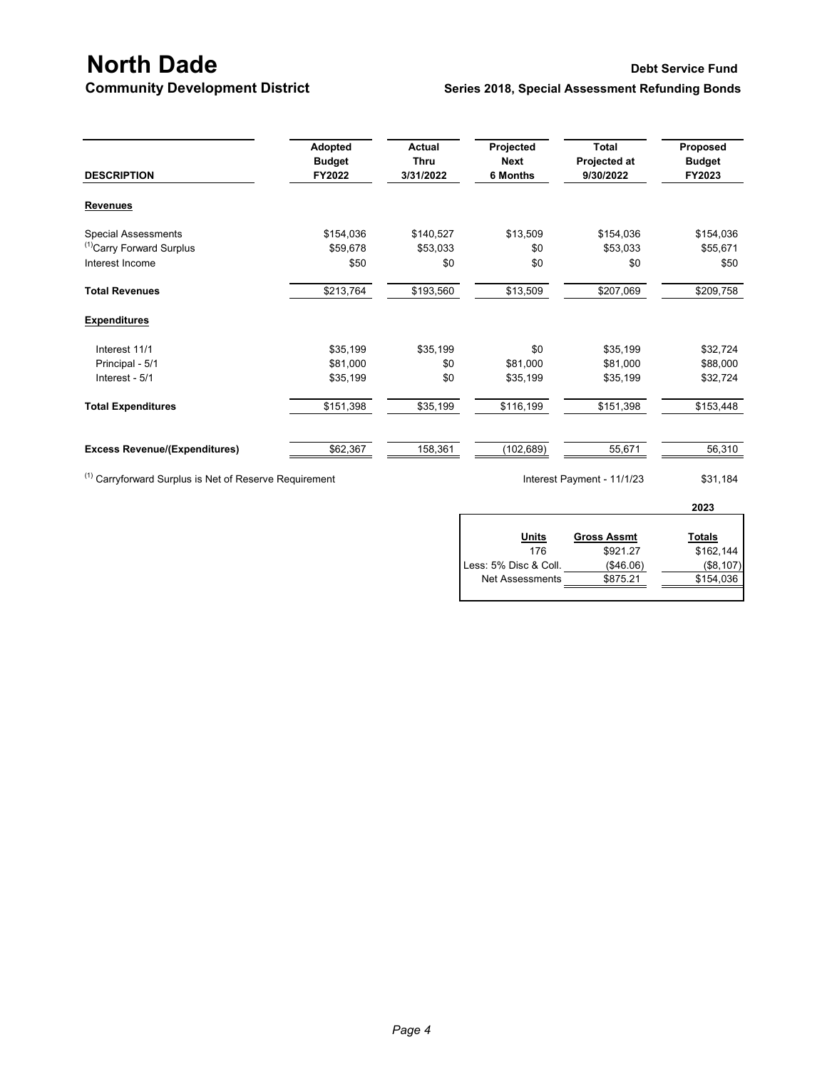# North Dade

## Community Development District

**Debt Service Fund**

**Series 2018, Special Assessment Refunding Bonds**

| DESCRIPTION | Adopted Budget FY2022 | Actual Thru 3/31/2022 | Projected Next 6 Months | Total Projected at 9/30/2022 | Proposed Budget FY2023 |
|---|---|---|---|---|---|
| **Revenues** | | | | | |
| Special Assessments | $154,036 | $140,527 | $13,509 | $154,036 | $154,036 |
| [1]Carry Forward Surplus | $59,678 | $53,033 | $0 | $53,033 | $55,671 |
| Interest Income | $50 | $0 | $0 | $0 | $50 |
| **Total Revenues** | $213,764 | $193,560 | $13,509 | $207,069 | $209,758 |
| **Expenditures** | | | | | |
| Interest 11/1 | $35,199 | $35,199 | $0 | $35,199 | $32,724 |
| Principal - 5/1 | $81,000 | $0 | $81,000 | $81,000 | $88,000 |
| Interest - 5/1 | $35,199 | $0 | $35,199 | $35,199 | $32,724 |
| **Total Expenditures** | $151,398 | $35,199 | $116,199 | $151,398 | $153,448 |
| **Excess Revenue/(Expenditures)** | $62,367 | 158,361 | (102,689) | 55,671 | 56,310 |

[1] Carryforward Surplus is Net of Reserve Requirement

Interest Payment - 11/1/23 $31,184

| | | 2023 |
|---|---|---|
| **Units** | **Gross Assmt** | **Totals** |
| 176 | $921.27 | $162,144 |
| Less: 5% Disc & Coll. | ($46.06) | ($8,107) |
| Net Assessments | $875.21 | $154,036 |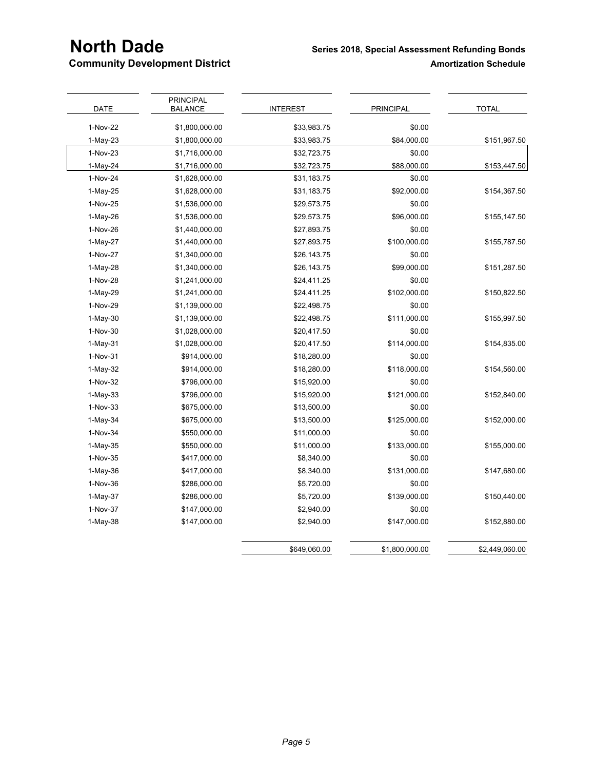# North Dade

## Community Development District

**Series 2018, Special Assessment Refunding Bonds**

**Amortization Schedule**

| DATE | PRINCIPAL BALANCE | INTEREST | PRINCIPAL | TOTAL |
|---|---|---|---|---|
| 1-Nov-22 | $1,800,000.00 | $33,983.75 | $0.00 | |
| 1-May-23 | $1,800,000.00 | $33,983.75 | $84,000.00 | $151,967.50 |
| 1-Nov-23 | $1,716,000.00 | $32,723.75 | $0.00 | |
| 1-May-24 | $1,716,000.00 | $32,723.75 | $88,000.00 | $153,447.50 |
| 1-Nov-24 | $1,628,000.00 | $31,183.75 | $0.00 | |
| 1-May-25 | $1,628,000.00 | $31,183.75 | $92,000.00 | $154,367.50 |
| 1-Nov-25 | $1,536,000.00 | $29,573.75 | $0.00 | |
| 1-May-26 | $1,536,000.00 | $29,573.75 | $96,000.00 | $155,147.50 |
| 1-Nov-26 | $1,440,000.00 | $27,893.75 | $0.00 | |
| 1-May-27 | $1,440,000.00 | $27,893.75 | $100,000.00 | $155,787.50 |
| 1-Nov-27 | $1,340,000.00 | $26,143.75 | $0.00 | |
| 1-May-28 | $1,340,000.00 | $26,143.75 | $99,000.00 | $151,287.50 |
| 1-Nov-28 | $1,241,000.00 | $24,411.25 | $0.00 | |
| 1-May-29 | $1,241,000.00 | $24,411.25 | $102,000.00 | $150,822.50 |
| 1-Nov-29 | $1,139,000.00 | $22,498.75 | $0.00 | |
| 1-May-30 | $1,139,000.00 | $22,498.75 | $111,000.00 | $155,997.50 |
| 1-Nov-30 | $1,028,000.00 | $20,417.50 | $0.00 | |
| 1-May-31 | $1,028,000.00 | $20,417.50 | $114,000.00 | $154,835.00 |
| 1-Nov-31 | $914,000.00 | $18,280.00 | $0.00 | |
| 1-May-32 | $914,000.00 | $18,280.00 | $118,000.00 | $154,560.00 |
| 1-Nov-32 | $796,000.00 | $15,920.00 | $0.00 | |
| 1-May-33 | $796,000.00 | $15,920.00 | $121,000.00 | $152,840.00 |
| 1-Nov-33 | $675,000.00 | $13,500.00 | $0.00 | |
| 1-May-34 | $675,000.00 | $13,500.00 | $125,000.00 | $152,000.00 |
| 1-Nov-34 | $550,000.00 | $11,000.00 | $0.00 | |
| 1-May-35 | $550,000.00 | $11,000.00 | $133,000.00 | $155,000.00 |
| 1-Nov-35 | $417,000.00 | $8,340.00 | $0.00 | |
| 1-May-36 | $417,000.00 | $8,340.00 | $131,000.00 | $147,680.00 |
| 1-Nov-36 | $286,000.00 | $5,720.00 | $0.00 | |
| 1-May-37 | $286,000.00 | $5,720.00 | $139,000.00 | $150,440.00 |
| 1-Nov-37 | $147,000.00 | $2,940.00 | $0.00 | |
| 1-May-38 | $147,000.00 | $2,940.00 | $147,000.00 | $152,880.00 |
| | | $649,060.00 | $1,800,000.00 | $2,449,060.00 |